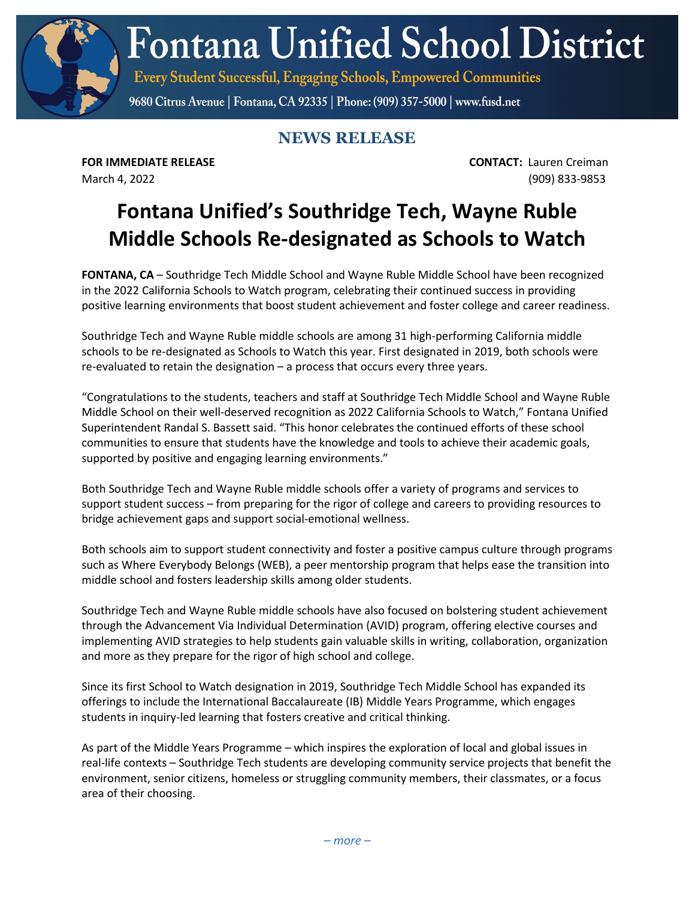# Fontana Unified School District

Every Student Successful, Engaging Schools, Empowered Communities

9680 Citrus Avenue | Fontana, CA 92335 | Phone: (909) 357-5000 | www.fusd.net

## NEWS RELEASE

**FOR IMMEDIATE RELEASE**
March 4, 2022

**CONTACT:** Lauren Creiman
(909) 833-9853

# Fontana Unified's Southridge Tech, Wayne Ruble Middle Schools Re-designated as Schools to Watch

**FONTANA, CA** – Southridge Tech Middle School and Wayne Ruble Middle School have been recognized in the 2022 California Schools to Watch program, celebrating their continued success in providing positive learning environments that boost student achievement and foster college and career readiness.

Southridge Tech and Wayne Ruble middle schools are among 31 high-performing California middle schools to be re-designated as Schools to Watch this year. First designated in 2019, both schools were re-evaluated to retain the designation – a process that occurs every three years.

"Congratulations to the students, teachers and staff at Southridge Tech Middle School and Wayne Ruble Middle School on their well-deserved recognition as 2022 California Schools to Watch," Fontana Unified Superintendent Randal S. Bassett said. "This honor celebrates the continued efforts of these school communities to ensure that students have the knowledge and tools to achieve their academic goals, supported by positive and engaging learning environments."

Both Southridge Tech and Wayne Ruble middle schools offer a variety of programs and services to support student success – from preparing for the rigor of college and careers to providing resources to bridge achievement gaps and support social-emotional wellness.

Both schools aim to support student connectivity and foster a positive campus culture through programs such as Where Everybody Belongs (WEB), a peer mentorship program that helps ease the transition into middle school and fosters leadership skills among older students.

Southridge Tech and Wayne Ruble middle schools have also focused on bolstering student achievement through the Advancement Via Individual Determination (AVID) program, offering elective courses and implementing AVID strategies to help students gain valuable skills in writing, collaboration, organization and more as they prepare for the rigor of high school and college.

Since its first School to Watch designation in 2019, Southridge Tech Middle School has expanded its offerings to include the International Baccalaureate (IB) Middle Years Programme, which engages students in inquiry-led learning that fosters creative and critical thinking.

As part of the Middle Years Programme – which inspires the exploration of local and global issues in real-life contexts – Southridge Tech students are developing community service projects that benefit the environment, senior citizens, homeless or struggling community members, their classmates, or a focus area of their choosing.

*– more –*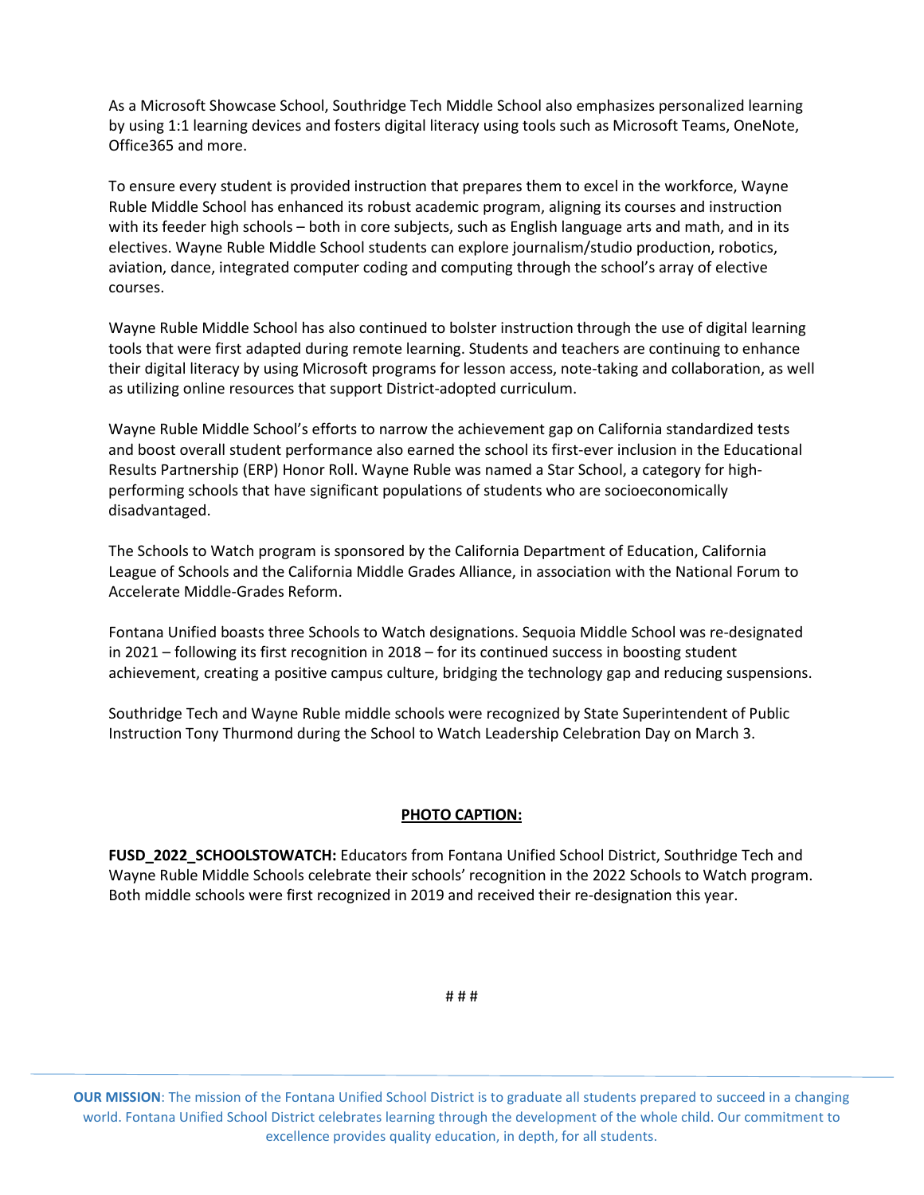As a Microsoft Showcase School, Southridge Tech Middle School also emphasizes personalized learning by using 1:1 learning devices and fosters digital literacy using tools such as Microsoft Teams, OneNote, Office365 and more.

To ensure every student is provided instruction that prepares them to excel in the workforce, Wayne Ruble Middle School has enhanced its robust academic program, aligning its courses and instruction with its feeder high schools – both in core subjects, such as English language arts and math, and in its electives. Wayne Ruble Middle School students can explore journalism/studio production, robotics, aviation, dance, integrated computer coding and computing through the school's array of elective courses.

Wayne Ruble Middle School has also continued to bolster instruction through the use of digital learning tools that were first adapted during remote learning. Students and teachers are continuing to enhance their digital literacy by using Microsoft programs for lesson access, note-taking and collaboration, as well as utilizing online resources that support District-adopted curriculum.

Wayne Ruble Middle School's efforts to narrow the achievement gap on California standardized tests and boost overall student performance also earned the school its first-ever inclusion in the Educational Results Partnership (ERP) Honor Roll. Wayne Ruble was named a Star School, a category for high-performing schools that have significant populations of students who are socioeconomically disadvantaged.

The Schools to Watch program is sponsored by the California Department of Education, California League of Schools and the California Middle Grades Alliance, in association with the National Forum to Accelerate Middle-Grades Reform.

Fontana Unified boasts three Schools to Watch designations. Sequoia Middle School was re-designated in 2021 – following its first recognition in 2018 – for its continued success in boosting student achievement, creating a positive campus culture, bridging the technology gap and reducing suspensions.

Southridge Tech and Wayne Ruble middle schools were recognized by State Superintendent of Public Instruction Tony Thurmond during the School to Watch Leadership Celebration Day on March 3.

**PHOTO CAPTION:**

**FUSD_2022_SCHOOLSTOWATCH:** Educators from Fontana Unified School District, Southridge Tech and Wayne Ruble Middle Schools celebrate their schools' recognition in the 2022 Schools to Watch program. Both middle schools were first recognized in 2019 and received their re-designation this year.

# # #

**OUR MISSION**: The mission of the Fontana Unified School District is to graduate all students prepared to succeed in a changing world. Fontana Unified School District celebrates learning through the development of the whole child. Our commitment to excellence provides quality education, in depth, for all students.